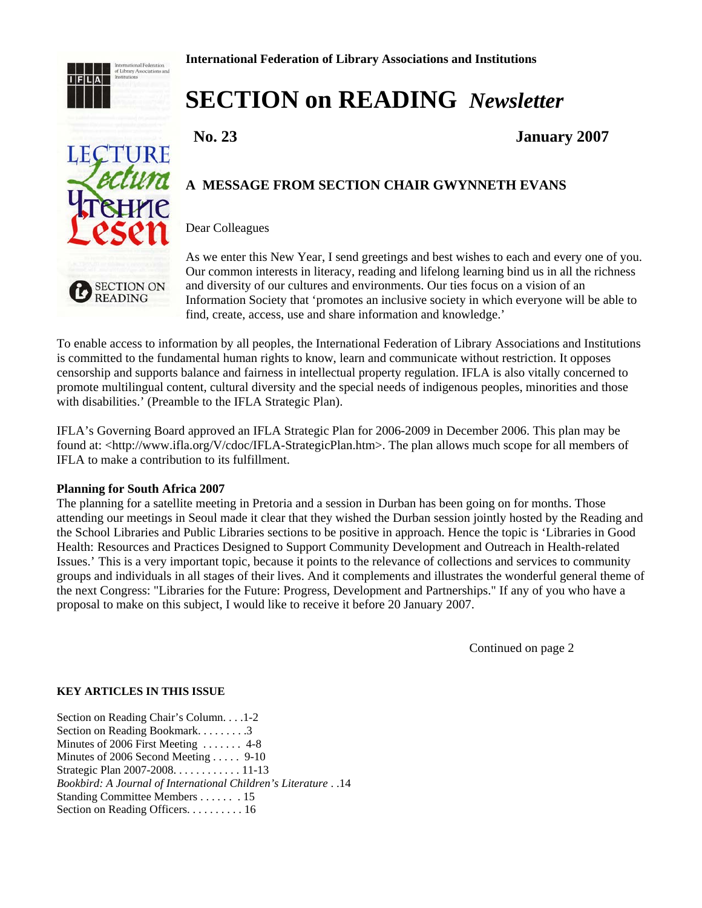International Federation of Library Associations and Institutions

# SECTION on READING *Newsletter*

**No. 23** **January 2007**

## A MESSAGE FROM SECTION CHAIR GWYNNETH EVANS

Dear Colleagues

As we enter this New Year, I send greetings and best wishes to each and every one of you. Our common interests in literacy, reading and lifelong learning bind us in all the richness and diversity of our cultures and environments. Our ties focus on a vision of an Information Society that 'promotes an inclusive society in which everyone will be able to find, create, access, use and share information and knowledge.'

To enable access to information by all peoples, the International Federation of Library Associations and Institutions is committed to the fundamental human rights to know, learn and communicate without restriction. It opposes censorship and supports balance and fairness in intellectual property regulation. IFLA is also vitally concerned to promote multilingual content, cultural diversity and the special needs of indigenous peoples, minorities and those with disabilities.' (Preamble to the IFLA Strategic Plan).

IFLA's Governing Board approved an IFLA Strategic Plan for 2006-2009 in December 2006. This plan may be found at: <http://www.ifla.org/V/cdoc/IFLA-StrategicPlan.htm>. The plan allows much scope for all members of IFLA to make a contribution to its fulfillment.

**Planning for South Africa 2007**

The planning for a satellite meeting in Pretoria and a session in Durban has been going on for months. Those attending our meetings in Seoul made it clear that they wished the Durban session jointly hosted by the Reading and the School Libraries and Public Libraries sections to be positive in approach. Hence the topic is 'Libraries in Good Health: Resources and Practices Designed to Support Community Development and Outreach in Health-related Issues.' This is a very important topic, because it points to the relevance of collections and services to community groups and individuals in all stages of their lives. And it complements and illustrates the wonderful general theme of the next Congress: "Libraries for the Future: Progress, Development and Partnerships." If any of you who have a proposal to make on this subject, I would like to receive it before 20 January 2007.

Continued on page 2

**KEY ARTICLES IN THIS ISSUE**

Section on Reading Chair's Column. . . .1-2
Section on Reading Bookmark. . . . . . . . .3
Minutes of 2006 First Meeting . . . . . . . 4-8
Minutes of 2006 Second Meeting . . . . . 9-10
Strategic Plan 2007-2008. . . . . . . . . . . . 11-13
*Bookbird: A Journal of International Children's Literature* . .14
Standing Committee Members . . . . . . . 15
Section on Reading Officers. . . . . . . . . . 16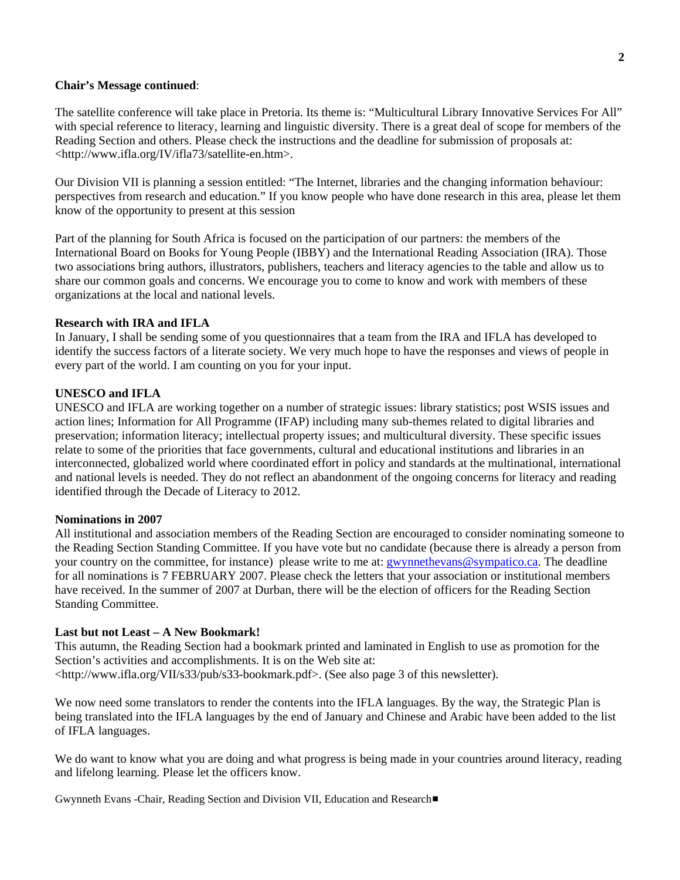**Chair's Message continued**:

The satellite conference will take place in Pretoria. Its theme is: "Multicultural Library Innovative Services For All" with special reference to literacy, learning and linguistic diversity. There is a great deal of scope for members of the Reading Section and others. Please check the instructions and the deadline for submission of proposals at: <http://www.ifla.org/IV/ifla73/satellite-en.htm>.

Our Division VII is planning a session entitled: "The Internet, libraries and the changing information behaviour: perspectives from research and education." If you know people who have done research in this area, please let them know of the opportunity to present at this session

Part of the planning for South Africa is focused on the participation of our partners: the members of the International Board on Books for Young People (IBBY) and the International Reading Association (IRA). Those two associations bring authors, illustrators, publishers, teachers and literacy agencies to the table and allow us to share our common goals and concerns. We encourage you to come to know and work with members of these organizations at the local and national levels.

**Research with IRA and IFLA**

In January, I shall be sending some of you questionnaires that a team from the IRA and IFLA has developed to identify the success factors of a literate society. We very much hope to have the responses and views of people in every part of the world. I am counting on you for your input.

**UNESCO and IFLA**

UNESCO and IFLA are working together on a number of strategic issues: library statistics; post WSIS issues and action lines; Information for All Programme (IFAP) including many sub-themes related to digital libraries and preservation; information literacy; intellectual property issues; and multicultural diversity. These specific issues relate to some of the priorities that face governments, cultural and educational institutions and libraries in an interconnected, globalized world where coordinated effort in policy and standards at the multinational, international and national levels is needed. They do not reflect an abandonment of the ongoing concerns for literacy and reading identified through the Decade of Literacy to 2012.

**Nominations in 2007**

All institutional and association members of the Reading Section are encouraged to consider nominating someone to the Reading Section Standing Committee. If you have vote but no candidate (because there is already a person from your country on the committee, for instance) please write to me at: gwynnethevans@sympatico.ca. The deadline for all nominations is 7 FEBRUARY 2007. Please check the letters that your association or institutional members have received. In the summer of 2007 at Durban, there will be the election of officers for the Reading Section Standing Committee.

**Last but not Least – A New Bookmark!**

This autumn, the Reading Section had a bookmark printed and laminated in English to use as promotion for the Section's activities and accomplishments. It is on the Web site at: <http://www.ifla.org/VII/s33/pub/s33-bookmark.pdf>. (See also page 3 of this newsletter).

We now need some translators to render the contents into the IFLA languages. By the way, the Strategic Plan is being translated into the IFLA languages by the end of January and Chinese and Arabic have been added to the list of IFLA languages.

We do want to know what you are doing and what progress is being made in your countries around literacy, reading and lifelong learning. Please let the officers know.

Gwynneth Evans -Chair, Reading Section and Division VII, Education and Research■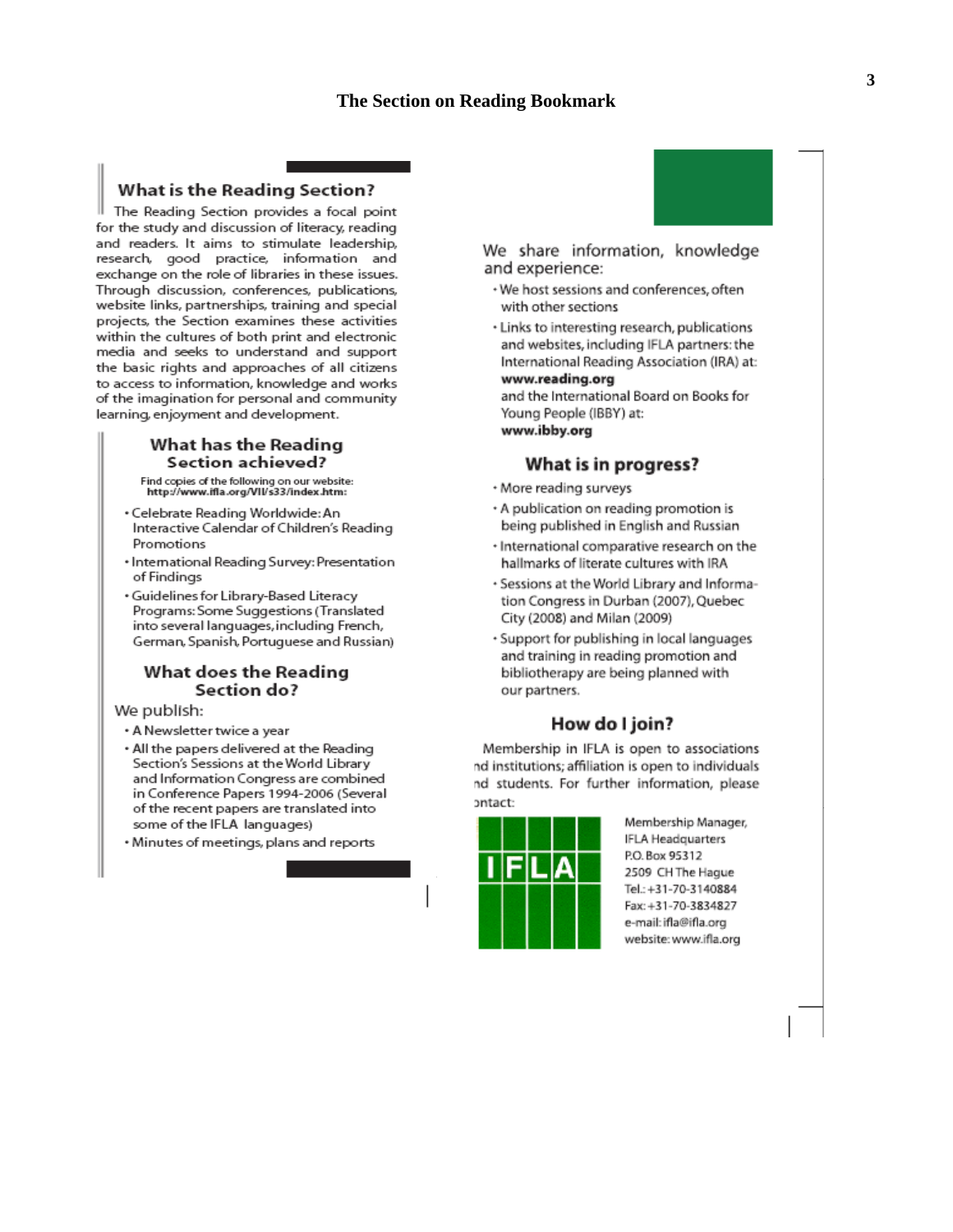# The Section on Reading Bookmark

## What is the Reading Section?

The Reading Section provides a focal point for the study and discussion of literacy, reading and readers. It aims to stimulate leadership, research, good practice, information and exchange on the role of libraries in these issues. Through discussion, conferences, publications, website links, partnerships, training and special projects, the Section examines these activities within the cultures of both print and electronic media and seeks to understand and support the basic rights and approaches of all citizens to access to information, knowledge and works of the imagination for personal and community learning, enjoyment and development.

## What has the Reading Section achieved?

Find copies of the following on our website: **http://www.ifla.org/VII/s33/index.htm:**

- Celebrate Reading Worldwide: An Interactive Calendar of Children's Reading Promotions
- International Reading Survey: Presentation of Findings
- Guidelines for Library-Based Literacy Programs: Some Suggestions (Translated into several languages, including French, German, Spanish, Portuguese and Russian)

## What does the Reading Section do?

We publish:

- A Newsletter twice a year
- All the papers delivered at the Reading Section's Sessions at the World Library and Information Congress are combined in Conference Papers 1994-2006 (Several of the recent papers are translated into some of the IFLA languages)
- Minutes of meetings, plans and reports

We share information, knowledge and experience:

- We host sessions and conferences, often with other sections
- Links to interesting research, publications and websites, including IFLA partners: the International Reading Association (IRA) at: **www.reading.org** and the International Board on Books for Young People (IBBY) at: **www.ibby.org**

## What is in progress?

- More reading surveys
- A publication on reading promotion is being published in English and Russian
- International comparative research on the hallmarks of literate cultures with IRA
- Sessions at the World Library and Information Congress in Durban (2007), Quebec City (2008) and Milan (2009)
- Support for publishing in local languages and training in reading promotion and bibliotherapy are being planned with our partners.

## How do I join?

Membership in IFLA is open to associations nd institutions; affiliation is open to individuals nd students. For further information, please ontact:

IFLA

Membership Manager,
IFLA Headquarters
P.O. Box 95312
2509 CH The Hague
Tel.: +31-70-3140884
Fax: +31-70-3834827
e-mail: ifla@ifla.org
website: www.ifla.org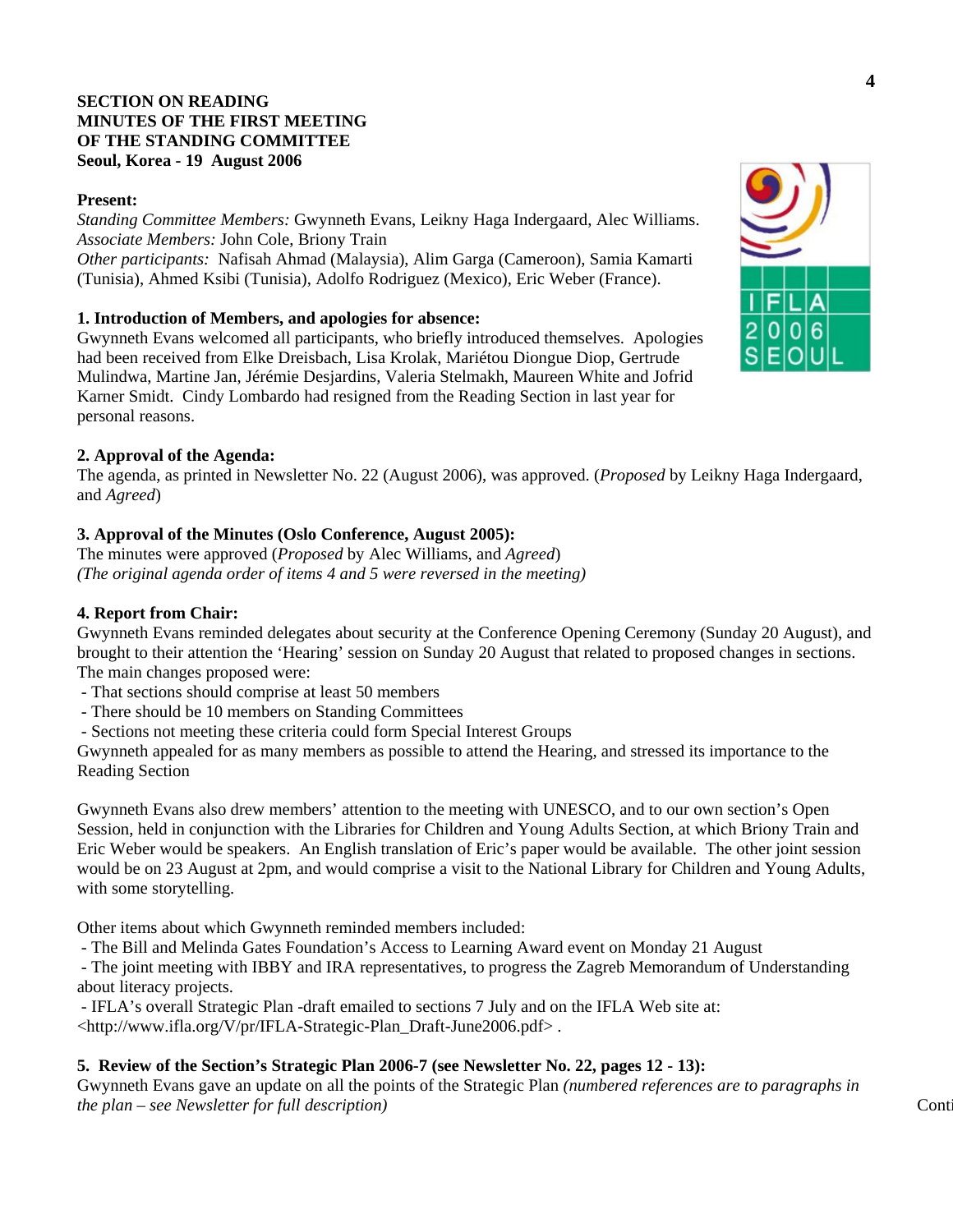**SECTION ON READING**
**MINUTES OF THE FIRST MEETING**
**OF THE STANDING COMMITTEE**
**Seoul, Korea - 19 August 2006**

**Present:**
*Standing Committee Members:* Gwynneth Evans, Leikny Haga Indergaard, Alec Williams.
*Associate Members:* John Cole, Briony Train
*Other participants:* Nafisah Ahmad (Malaysia), Alim Garga (Cameroon), Samia Kamarti (Tunisia), Ahmed Ksibi (Tunisia), Adolfo Rodriguez (Mexico), Eric Weber (France).

**1. Introduction of Members, and apologies for absence:**
Gwynneth Evans welcomed all participants, who briefly introduced themselves. Apologies had been received from Elke Dreisbach, Lisa Krolak, Mariétou Diongue Diop, Gertrude Mulindwa, Martine Jan, Jérémie Desjardins, Valeria Stelmakh, Maureen White and Jofrid Karner Smidt. Cindy Lombardo had resigned from the Reading Section in last year for personal reasons.

**2. Approval of the Agenda:**
The agenda, as printed in Newsletter No. 22 (August 2006), was approved. (*Proposed* by Leikny Haga Indergaard, and *Agreed*)

**3. Approval of the Minutes (Oslo Conference, August 2005):**
The minutes were approved (*Proposed* by Alec Williams, and *Agreed*)
*(The original agenda order of items 4 and 5 were reversed in the meeting)*

**4. Report from Chair:**
Gwynneth Evans reminded delegates about security at the Conference Opening Ceremony (Sunday 20 August), and brought to their attention the 'Hearing' session on Sunday 20 August that related to proposed changes in sections. The main changes proposed were:

- That sections should comprise at least 50 members
- There should be 10 members on Standing Committees
- Sections not meeting these criteria could form Special Interest Groups

Gwynneth appealed for as many members as possible to attend the Hearing, and stressed its importance to the Reading Section

Gwynneth Evans also drew members' attention to the meeting with UNESCO, and to our own section's Open Session, held in conjunction with the Libraries for Children and Young Adults Section, at which Briony Train and Eric Weber would be speakers. An English translation of Eric's paper would be available. The other joint session would be on 23 August at 2pm, and would comprise a visit to the National Library for Children and Young Adults, with some storytelling.

Other items about which Gwynneth reminded members included:

- The Bill and Melinda Gates Foundation's Access to Learning Award event on Monday 21 August
- The joint meeting with IBBY and IRA representatives, to progress the Zagreb Memorandum of Understanding about literacy projects.
- IFLA's overall Strategic Plan -draft emailed to sections 7 July and on the IFLA Web site at: <http://www.ifla.org/V/pr/IFLA-Strategic-Plan_Draft-June2006.pdf> .

**5. Review of the Section's Strategic Plan 2006-7 (see Newsletter No. 22, pages 12 - 13):**
Gwynneth Evans gave an update on all the points of the Strategic Plan *(numbered references are to paragraphs in the plan – see Newsletter for full description)*

Conti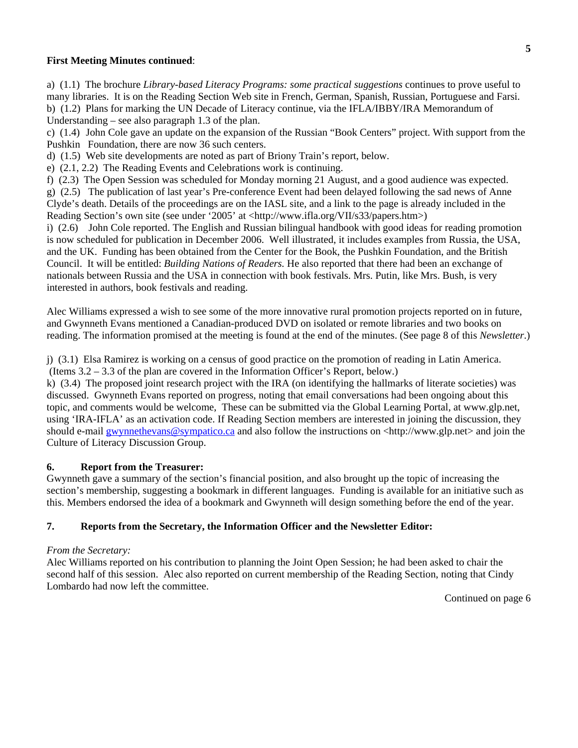**First Meeting Minutes continued**:

a) (1.1) The brochure *Library-based Literacy Programs: some practical suggestions* continues to prove useful to many libraries. It is on the Reading Section Web site in French, German, Spanish, Russian, Portuguese and Farsi.
b) (1.2) Plans for marking the UN Decade of Literacy continue, via the IFLA/IBBY/IRA Memorandum of Understanding – see also paragraph 1.3 of the plan.
c) (1.4) John Cole gave an update on the expansion of the Russian "Book Centers" project. With support from the Pushkin Foundation, there are now 36 such centers.
d) (1.5) Web site developments are noted as part of Briony Train's report, below.
e) (2.1, 2.2) The Reading Events and Celebrations work is continuing.
f) (2.3) The Open Session was scheduled for Monday morning 21 August, and a good audience was expected.
g) (2.5) The publication of last year's Pre-conference Event had been delayed following the sad news of Anne Clyde's death. Details of the proceedings are on the IASL site, and a link to the page is already included in the Reading Section's own site (see under '2005' at <http://www.ifla.org/VII/s33/papers.htm>)
i) (2.6) John Cole reported. The English and Russian bilingual handbook with good ideas for reading promotion is now scheduled for publication in December 2006. Well illustrated, it includes examples from Russia, the USA, and the UK. Funding has been obtained from the Center for the Book, the Pushkin Foundation, and the British Council. It will be entitled: *Building Nations of Readers.* He also reported that there had been an exchange of nationals between Russia and the USA in connection with book festivals. Mrs. Putin, like Mrs. Bush, is very interested in authors, book festivals and reading.

Alec Williams expressed a wish to see some of the more innovative rural promotion projects reported on in future, and Gwynneth Evans mentioned a Canadian-produced DVD on isolated or remote libraries and two books on reading. The information promised at the meeting is found at the end of the minutes. (See page 8 of this *Newsletter*.)

j) (3.1) Elsa Ramirez is working on a census of good practice on the promotion of reading in Latin America. (Items 3.2 – 3.3 of the plan are covered in the Information Officer's Report, below.)
k) (3.4) The proposed joint research project with the IRA (on identifying the hallmarks of literate societies) was discussed. Gwynneth Evans reported on progress, noting that email conversations had been ongoing about this topic, and comments would be welcome, These can be submitted via the Global Learning Portal, at www.glp.net, using 'IRA-IFLA' as an activation code. If Reading Section members are interested in joining the discussion, they should e-mail gwynnethevans@sympatico.ca and also follow the instructions on <http://www.glp.net> and join the Culture of Literacy Discussion Group.

## 6. Report from the Treasurer:

Gwynneth gave a summary of the section's financial position, and also brought up the topic of increasing the section's membership, suggesting a bookmark in different languages. Funding is available for an initiative such as this. Members endorsed the idea of a bookmark and Gwynneth will design something before the end of the year.

## 7. Reports from the Secretary, the Information Officer and the Newsletter Editor:

*From the Secretary:*
Alec Williams reported on his contribution to planning the Joint Open Session; he had been asked to chair the second half of this session. Alec also reported on current membership of the Reading Section, noting that Cindy Lombardo had now left the committee.

Continued on page 6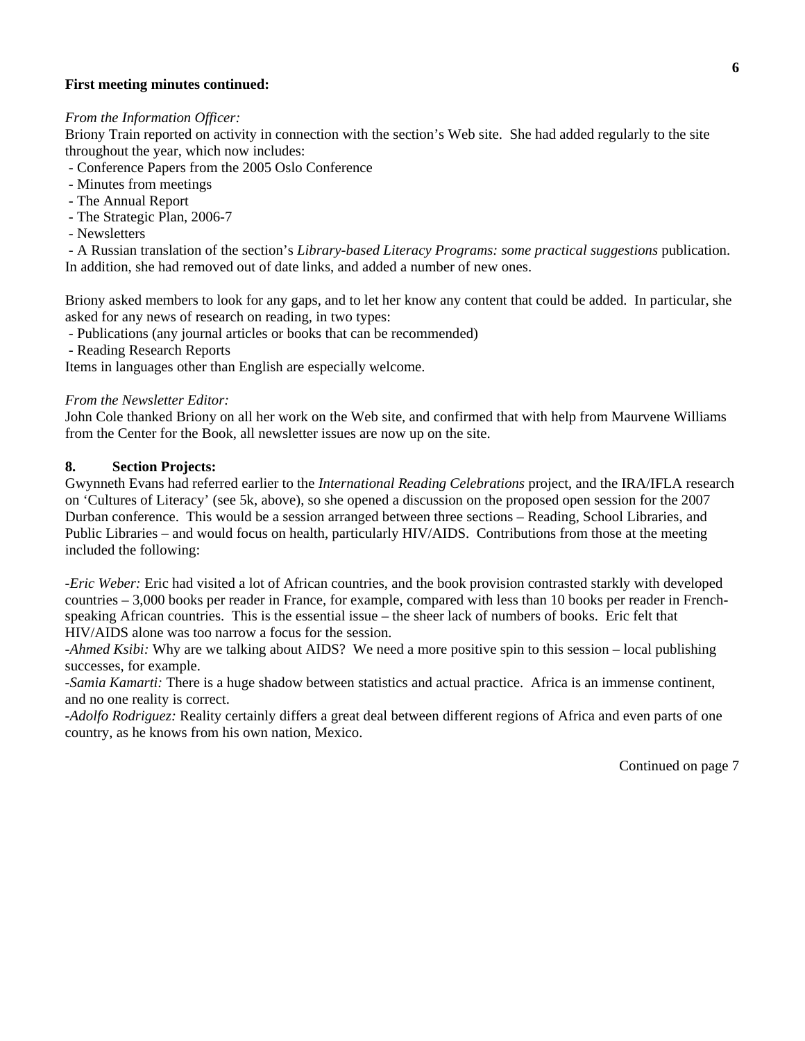**First meeting minutes continued:**

*From the Information Officer:*
Briony Train reported on activity in connection with the section's Web site. She had added regularly to the site throughout the year, which now includes:

- Conference Papers from the 2005 Oslo Conference
- Minutes from meetings
- The Annual Report
- The Strategic Plan, 2006-7
- Newsletters
- A Russian translation of the section's *Library-based Literacy Programs: some practical suggestions* publication.

In addition, she had removed out of date links, and added a number of new ones.

Briony asked members to look for any gaps, and to let her know any content that could be added. In particular, she asked for any news of research on reading, in two types:

- Publications (any journal articles or books that can be recommended)
- Reading Research Reports

Items in languages other than English are especially welcome.

*From the Newsletter Editor:*
John Cole thanked Briony on all her work on the Web site, and confirmed that with help from Maurvene Williams from the Center for the Book, all newsletter issues are now up on the site.

**8. Section Projects:**
Gwynneth Evans had referred earlier to the *International Reading Celebrations* project, and the IRA/IFLA research on 'Cultures of Literacy' (see 5k, above), so she opened a discussion on the proposed open session for the 2007 Durban conference. This would be a session arranged between three sections – Reading, School Libraries, and Public Libraries – and would focus on health, particularly HIV/AIDS. Contributions from those at the meeting included the following:

-*Eric Weber:* Eric had visited a lot of African countries, and the book provision contrasted starkly with developed countries – 3,000 books per reader in France, for example, compared with less than 10 books per reader in French-speaking African countries. This is the essential issue – the sheer lack of numbers of books. Eric felt that HIV/AIDS alone was too narrow a focus for the session.
-*Ahmed Ksibi:* Why are we talking about AIDS? We need a more positive spin to this session – local publishing successes, for example.
-*Samia Kamarti:* There is a huge shadow between statistics and actual practice. Africa is an immense continent, and no one reality is correct.
-*Adolfo Rodriguez:* Reality certainly differs a great deal between different regions of Africa and even parts of one country, as he knows from his own nation, Mexico.

Continued on page 7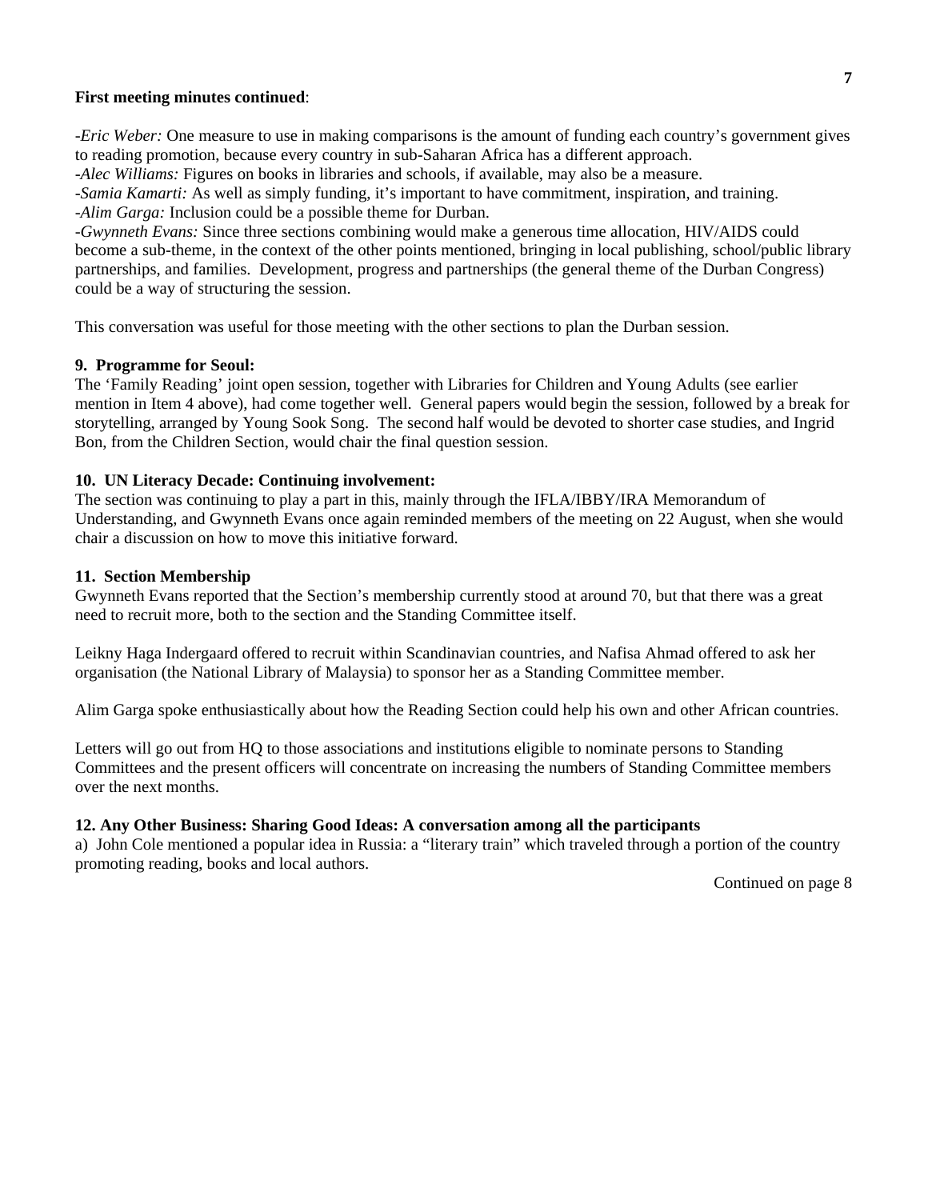**First meeting minutes continued**:

-*Eric Weber:* One measure to use in making comparisons is the amount of funding each country's government gives to reading promotion, because every country in sub-Saharan Africa has a different approach.
-*Alec Williams:* Figures on books in libraries and schools, if available, may also be a measure.
-*Samia Kamarti:* As well as simply funding, it's important to have commitment, inspiration, and training.
-*Alim Garga:* Inclusion could be a possible theme for Durban.
-*Gwynneth Evans:* Since three sections combining would make a generous time allocation, HIV/AIDS could become a sub-theme, in the context of the other points mentioned, bringing in local publishing, school/public library partnerships, and families. Development, progress and partnerships (the general theme of the Durban Congress) could be a way of structuring the session.

This conversation was useful for those meeting with the other sections to plan the Durban session.

**9. Programme for Seoul:**
The 'Family Reading' joint open session, together with Libraries for Children and Young Adults (see earlier mention in Item 4 above), had come together well. General papers would begin the session, followed by a break for storytelling, arranged by Young Sook Song. The second half would be devoted to shorter case studies, and Ingrid Bon, from the Children Section, would chair the final question session.

**10. UN Literacy Decade: Continuing involvement:**
The section was continuing to play a part in this, mainly through the IFLA/IBBY/IRA Memorandum of Understanding, and Gwynneth Evans once again reminded members of the meeting on 22 August, when she would chair a discussion on how to move this initiative forward.

**11. Section Membership**
Gwynneth Evans reported that the Section's membership currently stood at around 70, but that there was a great need to recruit more, both to the section and the Standing Committee itself.

Leikny Haga Indergaard offered to recruit within Scandinavian countries, and Nafisa Ahmad offered to ask her organisation (the National Library of Malaysia) to sponsor her as a Standing Committee member.

Alim Garga spoke enthusiastically about how the Reading Section could help his own and other African countries.

Letters will go out from HQ to those associations and institutions eligible to nominate persons to Standing Committees and the present officers will concentrate on increasing the numbers of Standing Committee members over the next months.

**12. Any Other Business: Sharing Good Ideas: A conversation among all the participants**
a) John Cole mentioned a popular idea in Russia: a "literary train" which traveled through a portion of the country promoting reading, books and local authors.

Continued on page 8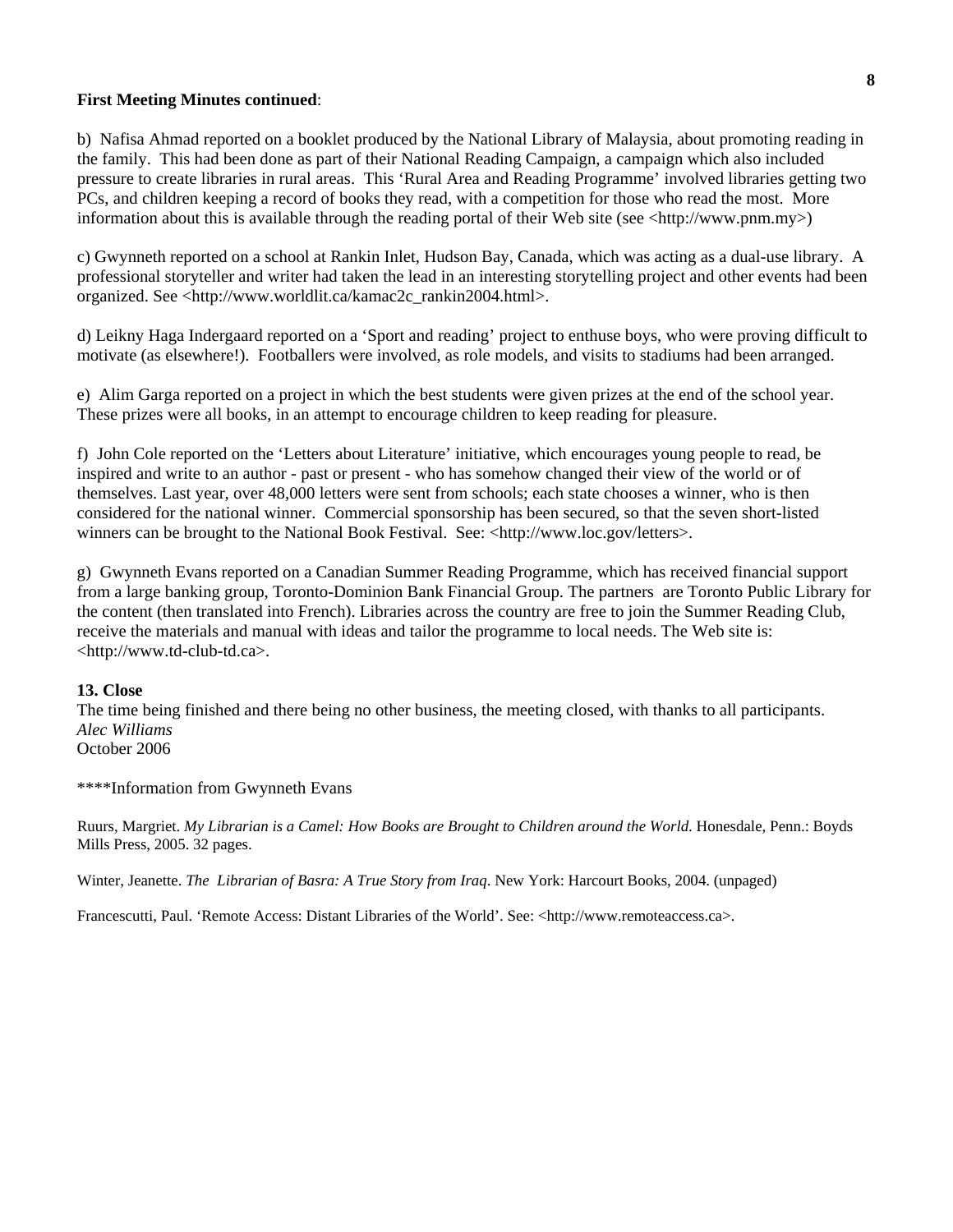**First Meeting Minutes continued**:

b) Nafisa Ahmad reported on a booklet produced by the National Library of Malaysia, about promoting reading in the family. This had been done as part of their National Reading Campaign, a campaign which also included pressure to create libraries in rural areas. This 'Rural Area and Reading Programme' involved libraries getting two PCs, and children keeping a record of books they read, with a competition for those who read the most. More information about this is available through the reading portal of their Web site (see <http://www.pnm.my>)

c) Gwynneth reported on a school at Rankin Inlet, Hudson Bay, Canada, which was acting as a dual-use library. A professional storyteller and writer had taken the lead in an interesting storytelling project and other events had been organized. See <http://www.worldlit.ca/kamac2c_rankin2004.html>.

d) Leikny Haga Indergaard reported on a 'Sport and reading' project to enthuse boys, who were proving difficult to motivate (as elsewhere!). Footballers were involved, as role models, and visits to stadiums had been arranged.

e) Alim Garga reported on a project in which the best students were given prizes at the end of the school year. These prizes were all books, in an attempt to encourage children to keep reading for pleasure.

f) John Cole reported on the 'Letters about Literature' initiative, which encourages young people to read, be inspired and write to an author - past or present - who has somehow changed their view of the world or of themselves. Last year, over 48,000 letters were sent from schools; each state chooses a winner, who is then considered for the national winner. Commercial sponsorship has been secured, so that the seven short-listed winners can be brought to the National Book Festival. See: <http://www.loc.gov/letters>.

g) Gwynneth Evans reported on a Canadian Summer Reading Programme, which has received financial support from a large banking group, Toronto-Dominion Bank Financial Group. The partners are Toronto Public Library for the content (then translated into French). Libraries across the country are free to join the Summer Reading Club, receive the materials and manual with ideas and tailor the programme to local needs. The Web site is: <http://www.td-club-td.ca>.

**13. Close**

The time being finished and there being no other business, the meeting closed, with thanks to all participants.
*Alec Williams*
October 2006

****Information from Gwynneth Evans

Ruurs, Margriet. *My Librarian is a Camel: How Books are Brought to Children around the World*. Honesdale, Penn.: Boyds Mills Press, 2005. 32 pages.

Winter, Jeanette. *The Librarian of Basra: A True Story from Iraq*. New York: Harcourt Books, 2004. (unpaged)

Francescutti, Paul. 'Remote Access: Distant Libraries of the World'. See: <http://www.remoteaccess.ca>.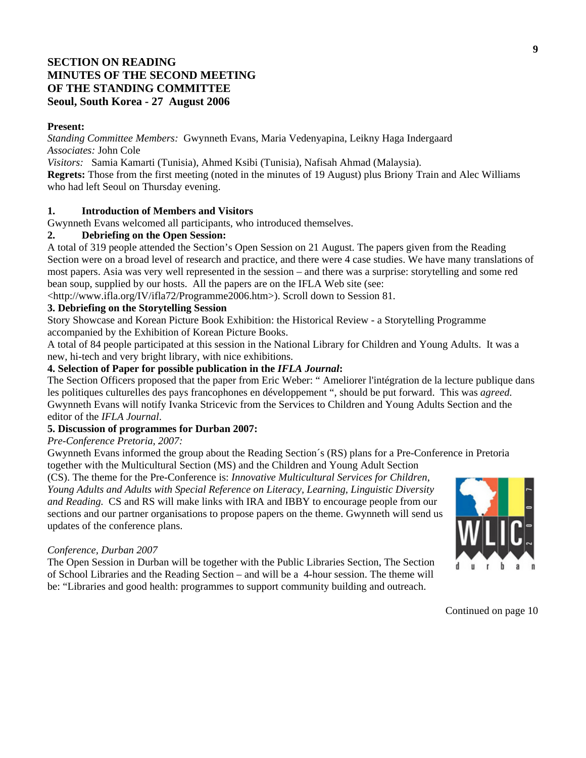# SECTION ON READING
# MINUTES OF THE SECOND MEETING
# OF THE STANDING COMMITTEE
# Seoul, South Korea - 27 August 2006

**Present:**

*Standing Committee Members:* Gwynneth Evans, Maria Vedenyapina, Leikny Haga Indergaard
*Associates:* John Cole
*Visitors:* Samia Kamarti (Tunisia), Ahmed Ksibi (Tunisia), Nafisah Ahmad (Malaysia).
**Regrets:** Those from the first meeting (noted in the minutes of 19 August) plus Briony Train and Alec Williams who had left Seoul on Thursday evening.

**1. Introduction of Members and Visitors**

Gwynneth Evans welcomed all participants, who introduced themselves.

**2. Debriefing on the Open Session:**

A total of 319 people attended the Section's Open Session on 21 August. The papers given from the Reading Section were on a broad level of research and practice, and there were 4 case studies. We have many translations of most papers. Asia was very well represented in the session – and there was a surprise: storytelling and some red bean soup, supplied by our hosts. All the papers are on the IFLA Web site (see: <http://www.ifla.org/IV/ifla72/Programme2006.htm>). Scroll down to Session 81.

**3. Debriefing on the Storytelling Session**

Story Showcase and Korean Picture Book Exhibition: the Historical Review - a Storytelling Programme accompanied by the Exhibition of Korean Picture Books.
A total of 84 people participated at this session in the National Library for Children and Young Adults. It was a new, hi-tech and very bright library, with nice exhibitions.

**4. Selection of Paper for possible publication in the *IFLA Journal*:**

The Section Officers proposed that the paper from Eric Weber: " Ameliorer l'intégration de la lecture publique dans les politiques culturelles des pays francophones en développement ", should be put forward. This was *agreed.* Gwynneth Evans will notify Ivanka Stricevic from the Services to Children and Young Adults Section and the editor of the *IFLA Journal*.

**5. Discussion of programmes for Durban 2007:**

*Pre-Conference Pretoria, 2007:*
Gwynneth Evans informed the group about the Reading Section´s (RS) plans for a Pre-Conference in Pretoria together with the Multicultural Section (MS) and the Children and Young Adult Section (CS). The theme for the Pre-Conference is: *Innovative Multicultural Services for Children, Young Adults and Adults with Special Reference on Literacy, Learning, Linguistic Diversity and Reading.* CS and RS will make links with IRA and IBBY to encourage people from our sections and our partner organisations to propose papers on the theme. Gwynneth will send us updates of the conference plans.

*Conference, Durban 2007*
The Open Session in Durban will be together with the Public Libraries Section, The Section of School Libraries and the Reading Section – and will be a 4-hour session. The theme will be: "Libraries and good health: programmes to support community building and outreach.

Continued on page 10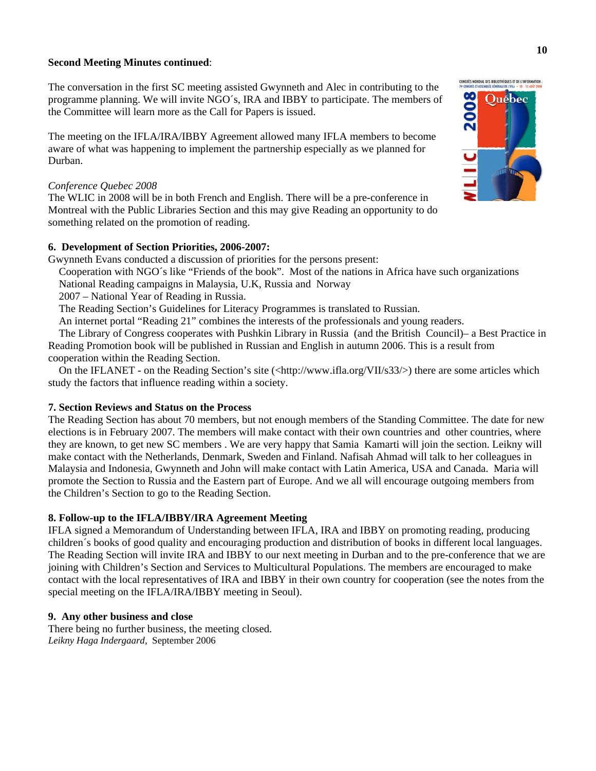**Second Meeting Minutes continued**:

The conversation in the first SC meeting assisted Gwynneth and Alec in contributing to the programme planning. We will invite NGO´s, IRA and IBBY to participate. The members of the Committee will learn more as the Call for Papers is issued.

The meeting on the IFLA/IRA/IBBY Agreement allowed many IFLA members to become aware of what was happening to implement the partnership especially as we planned for Durban.

*Conference Quebec 2008*

The WLIC in 2008 will be in both French and English. There will be a pre-conference in Montreal with the Public Libraries Section and this may give Reading an opportunity to do something related on the promotion of reading.

**6. Development of Section Priorities, 2006-2007:**

Gwynneth Evans conducted a discussion of priorities for the persons present:

Cooperation with NGO´s like "Friends of the book". Most of the nations in Africa have such organizations

National Reading campaigns in Malaysia, U.K, Russia and Norway

2007 – National Year of Reading in Russia.

The Reading Section's Guidelines for Literacy Programmes is translated to Russian.

An internet portal "Reading 21" combines the interests of the professionals and young readers.

The Library of Congress cooperates with Pushkin Library in Russia (and the British Council)– a Best Practice in Reading Promotion book will be published in Russian and English in autumn 2006. This is a result from cooperation within the Reading Section.

On the IFLANET - on the Reading Section's site (<http://www.ifla.org/VII/s33/>) there are some articles which study the factors that influence reading within a society.

**7. Section Reviews and Status on the Process**

The Reading Section has about 70 members, but not enough members of the Standing Committee. The date for new elections is in February 2007. The members will make contact with their own countries and other countries, where they are known, to get new SC members . We are very happy that Samia Kamarti will join the section. Leikny will make contact with the Netherlands, Denmark, Sweden and Finland. Nafisah Ahmad will talk to her colleagues in Malaysia and Indonesia, Gwynneth and John will make contact with Latin America, USA and Canada. Maria will promote the Section to Russia and the Eastern part of Europe. And we all will encourage outgoing members from the Children's Section to go to the Reading Section.

**8. Follow-up to the IFLA/IBBY/IRA Agreement Meeting**

IFLA signed a Memorandum of Understanding between IFLA, IRA and IBBY on promoting reading, producing children´s books of good quality and encouraging production and distribution of books in different local languages. The Reading Section will invite IRA and IBBY to our next meeting in Durban and to the pre-conference that we are joining with Children's Section and Services to Multicultural Populations. The members are encouraged to make contact with the local representatives of IRA and IBBY in their own country for cooperation (see the notes from the special meeting on the IFLA/IRA/IBBY meeting in Seoul).

**9. Any other business and close**

There being no further business, the meeting closed.

*Leikny Haga Indergaard*, September 2006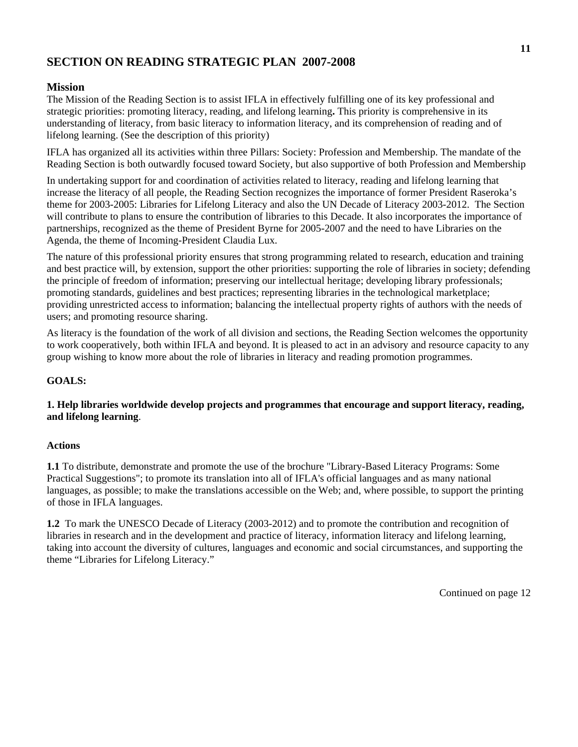## SECTION ON READING STRATEGIC PLAN 2007-2008

### Mission

The Mission of the Reading Section is to assist IFLA in effectively fulfilling one of its key professional and strategic priorities: promoting literacy, reading, and lifelong learning**.** This priority is comprehensive in its understanding of literacy, from basic literacy to information literacy, and its comprehension of reading and of lifelong learning. (See the description of this priority)

IFLA has organized all its activities within three Pillars: Society: Profession and Membership. The mandate of the Reading Section is both outwardly focused toward Society, but also supportive of both Profession and Membership

In undertaking support for and coordination of activities related to literacy, reading and lifelong learning that increase the literacy of all people, the Reading Section recognizes the importance of former President Raseroka's theme for 2003-2005: Libraries for Lifelong Literacy and also the UN Decade of Literacy 2003-2012. The Section will contribute to plans to ensure the contribution of libraries to this Decade. It also incorporates the importance of partnerships, recognized as the theme of President Byrne for 2005-2007 and the need to have Libraries on the Agenda, the theme of Incoming-President Claudia Lux.

The nature of this professional priority ensures that strong programming related to research, education and training and best practice will, by extension, support the other priorities: supporting the role of libraries in society; defending the principle of freedom of information; preserving our intellectual heritage; developing library professionals; promoting standards, guidelines and best practices; representing libraries in the technological marketplace; providing unrestricted access to information; balancing the intellectual property rights of authors with the needs of users; and promoting resource sharing.

As literacy is the foundation of the work of all division and sections, the Reading Section welcomes the opportunity to work cooperatively, both within IFLA and beyond. It is pleased to act in an advisory and resource capacity to any group wishing to know more about the role of libraries in literacy and reading promotion programmes.

**GOALS:**

**1. Help libraries worldwide develop projects and programmes that encourage and support literacy, reading, and lifelong learning**.

**Actions**

**1.1** To distribute, demonstrate and promote the use of the brochure "Library-Based Literacy Programs: Some Practical Suggestions"; to promote its translation into all of IFLA's official languages and as many national languages, as possible; to make the translations accessible on the Web; and, where possible, to support the printing of those in IFLA languages.

**1.2** To mark the UNESCO Decade of Literacy (2003-2012) and to promote the contribution and recognition of libraries in research and in the development and practice of literacy, information literacy and lifelong learning, taking into account the diversity of cultures, languages and economic and social circumstances, and supporting the theme "Libraries for Lifelong Literacy."

Continued on page 12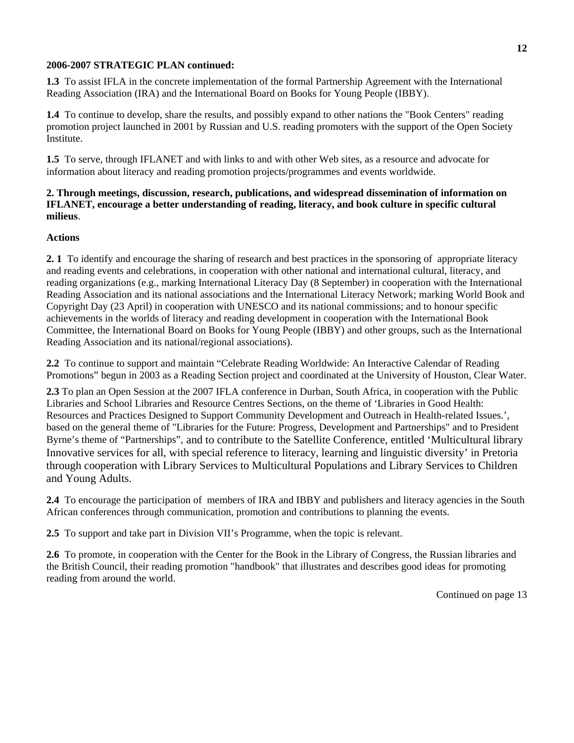**2006-2007 STRATEGIC PLAN continued:**

**1.3** To assist IFLA in the concrete implementation of the formal Partnership Agreement with the International Reading Association (IRA) and the International Board on Books for Young People (IBBY).

**1.4** To continue to develop, share the results, and possibly expand to other nations the "Book Centers" reading promotion project launched in 2001 by Russian and U.S. reading promoters with the support of the Open Society Institute.

**1.5** To serve, through IFLANET and with links to and with other Web sites, as a resource and advocate for information about literacy and reading promotion projects/programmes and events worldwide.

**2. Through meetings, discussion, research, publications, and widespread dissemination of information on IFLANET, encourage a better understanding of reading, literacy, and book culture in specific cultural milieus**.

**Actions**

**2. 1** To identify and encourage the sharing of research and best practices in the sponsoring of appropriate literacy and reading events and celebrations, in cooperation with other national and international cultural, literacy, and reading organizations (e.g., marking International Literacy Day (8 September) in cooperation with the International Reading Association and its national associations and the International Literacy Network; marking World Book and Copyright Day (23 April) in cooperation with UNESCO and its national commissions; and to honour specific achievements in the worlds of literacy and reading development in cooperation with the International Book Committee, the International Board on Books for Young People (IBBY) and other groups, such as the International Reading Association and its national/regional associations).

**2.2** To continue to support and maintain "Celebrate Reading Worldwide: An Interactive Calendar of Reading Promotions" begun in 2003 as a Reading Section project and coordinated at the University of Houston, Clear Water.

**2.3** To plan an Open Session at the 2007 IFLA conference in Durban, South Africa, in cooperation with the Public Libraries and School Libraries and Resource Centres Sections, on the theme of 'Libraries in Good Health: Resources and Practices Designed to Support Community Development and Outreach in Health-related Issues.', based on the general theme of "Libraries for the Future: Progress, Development and Partnerships" and to President Byrne's theme of "Partnerships", and to contribute to the Satellite Conference, entitled 'Multicultural library Innovative services for all, with special reference to literacy, learning and linguistic diversity' in Pretoria through cooperation with Library Services to Multicultural Populations and Library Services to Children and Young Adults.

**2.4** To encourage the participation of members of IRA and IBBY and publishers and literacy agencies in the South African conferences through communication, promotion and contributions to planning the events.

**2.5** To support and take part in Division VII's Programme, when the topic is relevant.

**2.6** To promote, in cooperation with the Center for the Book in the Library of Congress, the Russian libraries and the British Council, their reading promotion "handbook" that illustrates and describes good ideas for promoting reading from around the world.

Continued on page 13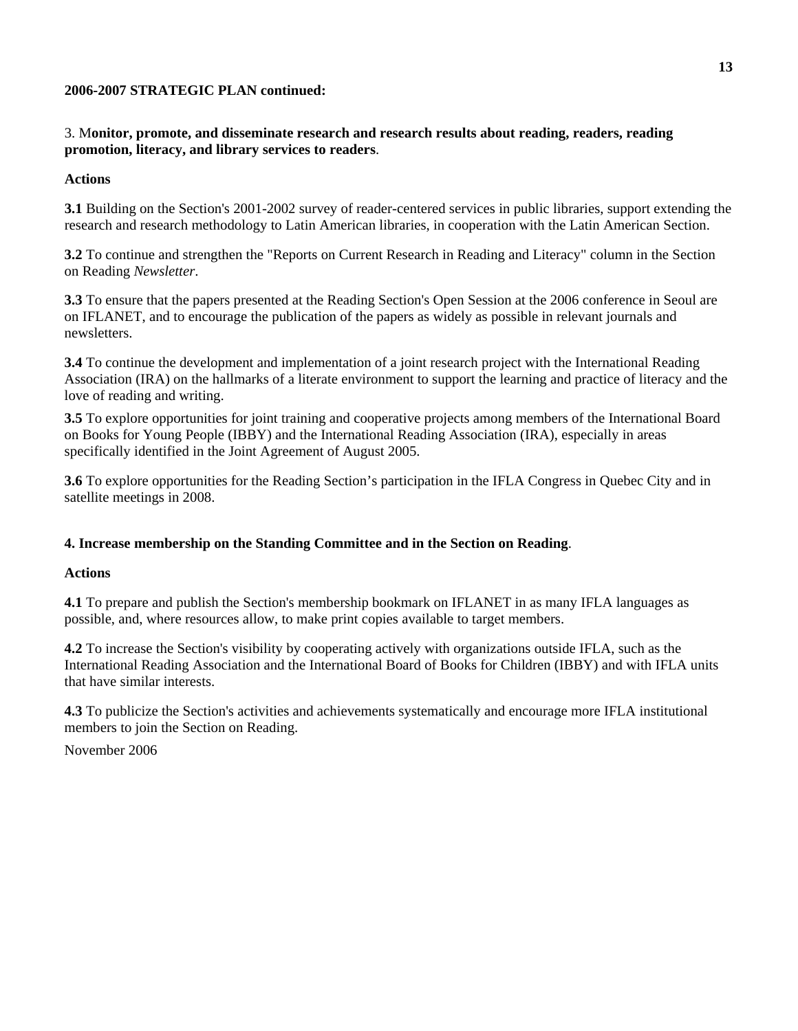**2006-2007 STRATEGIC PLAN continued:**

3. M**onitor, promote, and disseminate research and research results about reading, readers, reading promotion, literacy, and library services to readers**.

**Actions**

**3.1** Building on the Section's 2001-2002 survey of reader-centered services in public libraries, support extending the research and research methodology to Latin American libraries, in cooperation with the Latin American Section.

**3.2** To continue and strengthen the "Reports on Current Research in Reading and Literacy" column in the Section on Reading *Newsletter*.

**3.3** To ensure that the papers presented at the Reading Section's Open Session at the 2006 conference in Seoul are on IFLANET, and to encourage the publication of the papers as widely as possible in relevant journals and newsletters.

**3.4** To continue the development and implementation of a joint research project with the International Reading Association (IRA) on the hallmarks of a literate environment to support the learning and practice of literacy and the love of reading and writing.

**3.5** To explore opportunities for joint training and cooperative projects among members of the International Board on Books for Young People (IBBY) and the International Reading Association (IRA), especially in areas specifically identified in the Joint Agreement of August 2005.

**3.6** To explore opportunities for the Reading Section's participation in the IFLA Congress in Quebec City and in satellite meetings in 2008.

**4. Increase membership on the Standing Committee and in the Section on Reading**.

**Actions**

**4.1** To prepare and publish the Section's membership bookmark on IFLANET in as many IFLA languages as possible, and, where resources allow, to make print copies available to target members.

**4.2** To increase the Section's visibility by cooperating actively with organizations outside IFLA, such as the International Reading Association and the International Board of Books for Children (IBBY) and with IFLA units that have similar interests.

**4.3** To publicize the Section's activities and achievements systematically and encourage more IFLA institutional members to join the Section on Reading.

November 2006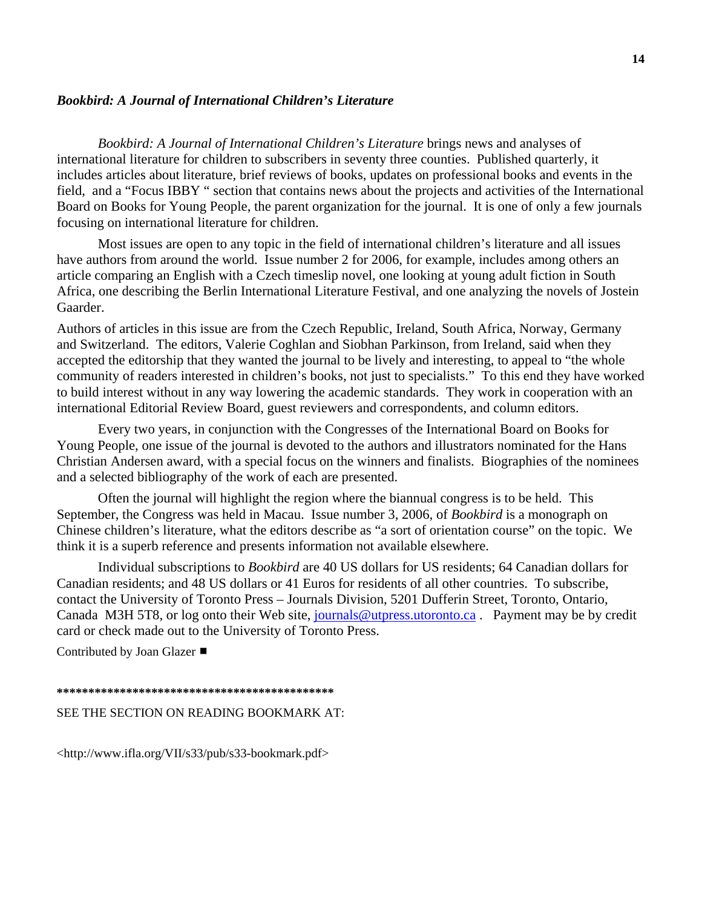### *Bookbird: A Journal of International Children's Literature*

*Bookbird: A Journal of International Children's Literature* brings news and analyses of international literature for children to subscribers in seventy three counties. Published quarterly, it includes articles about literature, brief reviews of books, updates on professional books and events in the field, and a "Focus IBBY " section that contains news about the projects and activities of the International Board on Books for Young People, the parent organization for the journal. It is one of only a few journals focusing on international literature for children.

Most issues are open to any topic in the field of international children's literature and all issues have authors from around the world. Issue number 2 for 2006, for example, includes among others an article comparing an English with a Czech timeslip novel, one looking at young adult fiction in South Africa, one describing the Berlin International Literature Festival, and one analyzing the novels of Jostein Gaarder.

Authors of articles in this issue are from the Czech Republic, Ireland, South Africa, Norway, Germany and Switzerland. The editors, Valerie Coghlan and Siobhan Parkinson, from Ireland, said when they accepted the editorship that they wanted the journal to be lively and interesting, to appeal to "the whole community of readers interested in children's books, not just to specialists." To this end they have worked to build interest without in any way lowering the academic standards. They work in cooperation with an international Editorial Review Board, guest reviewers and correspondents, and column editors.

Every two years, in conjunction with the Congresses of the International Board on Books for Young People, one issue of the journal is devoted to the authors and illustrators nominated for the Hans Christian Andersen award, with a special focus on the winners and finalists. Biographies of the nominees and a selected bibliography of the work of each are presented.

Often the journal will highlight the region where the biannual congress is to be held. This September, the Congress was held in Macau. Issue number 3, 2006, of *Bookbird* is a monograph on Chinese children's literature, what the editors describe as "a sort of orientation course" on the topic. We think it is a superb reference and presents information not available elsewhere.

Individual subscriptions to *Bookbird* are 40 US dollars for US residents; 64 Canadian dollars for Canadian residents; and 48 US dollars or 41 Euros for residents of all other countries. To subscribe, contact the University of Toronto Press – Journals Division, 5201 Dufferin Street, Toronto, Ontario, Canada M3H 5T8, or log onto their Web site, journals@utpress.utoronto.ca . Payment may be by credit card or check made out to the University of Toronto Press.

Contributed by Joan Glazer ■

**\*\*\*\*\*\*\*\*\*\*\*\*\*\*\*\*\*\*\*\*\*\*\*\*\*\*\*\*\*\*\*\*\*\*\*\*\*\*\*\*\*\*\*\*\***

SEE THE SECTION ON READING BOOKMARK AT:

<http://www.ifla.org/VII/s33/pub/s33-bookmark.pdf>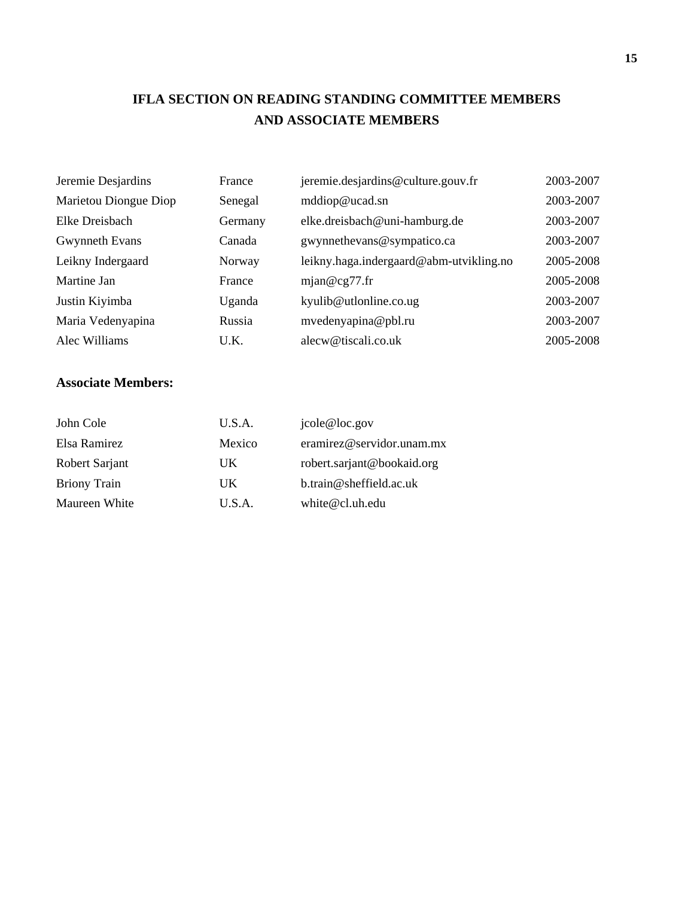# IFLA SECTION ON READING STANDING COMMITTEE MEMBERS AND ASSOCIATE MEMBERS

| | | | |
|---|---|---|---|
| Jeremie Desjardins | France | jeremie.desjardins@culture.gouv.fr | 2003-2007 |
| Marietou Diongue Diop | Senegal | mddiop@ucad.sn | 2003-2007 |
| Elke Dreisbach | Germany | elke.dreisbach@uni-hamburg.de | 2003-2007 |
| Gwynneth Evans | Canada | gwynnethevans@sympatico.ca | 2003-2007 |
| Leikny Indergaard | Norway | leikny.haga.indergaard@abm-utvikling.no | 2005-2008 |
| Martine Jan | France | mjan@cg77.fr | 2005-2008 |
| Justin Kiyimba | Uganda | kyulib@utlonline.co.ug | 2003-2007 |
| Maria Vedenyapina | Russia | mvedenyapina@pbl.ru | 2003-2007 |
| Alec Williams | U.K. | alecw@tiscali.co.uk | 2005-2008 |

**Associate Members:**

| | | |
|---|---|---|
| John Cole | U.S.A. | jcole@loc.gov |
| Elsa Ramirez | Mexico | eramirez@servidor.unam.mx |
| Robert Sarjant | UK | robert.sarjant@bookaid.org |
| Briony Train | UK | b.train@sheffield.ac.uk |
| Maureen White | U.S.A. | white@cl.uh.edu |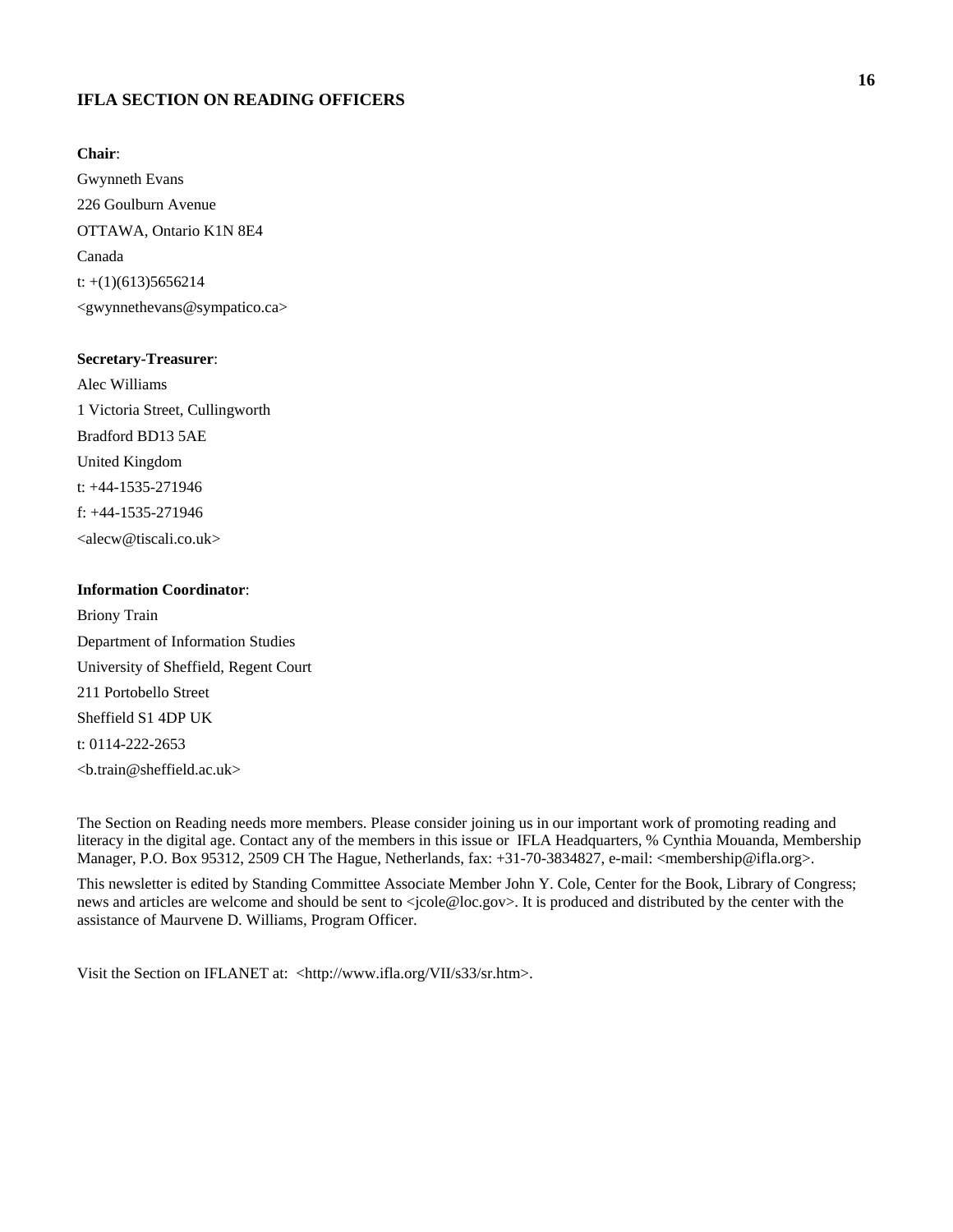## IFLA SECTION ON READING OFFICERS

**Chair**:
Gwynneth Evans
226 Goulburn Avenue
OTTAWA, Ontario K1N 8E4
Canada
t: +(1)(613)5656214
<gwynnethevans@sympatico.ca>

**Secretary-Treasurer**:
Alec Williams
1 Victoria Street, Cullingworth
Bradford BD13 5AE
United Kingdom
t: +44-1535-271946
f: +44-1535-271946
<alecw@tiscali.co.uk>

**Information Coordinator**:
Briony Train
Department of Information Studies
University of Sheffield, Regent Court
211 Portobello Street
Sheffield S1 4DP UK
t: 0114-222-2653
<b.train@sheffield.ac.uk>

The Section on Reading needs more members. Please consider joining us in our important work of promoting reading and literacy in the digital age. Contact any of the members in this issue or IFLA Headquarters, % Cynthia Mouanda, Membership Manager, P.O. Box 95312, 2509 CH The Hague, Netherlands, fax: +31-70-3834827, e-mail: <membership@ifla.org>.

This newsletter is edited by Standing Committee Associate Member John Y. Cole, Center for the Book, Library of Congress; news and articles are welcome and should be sent to <jcole@loc.gov>. It is produced and distributed by the center with the assistance of Maurvene D. Williams, Program Officer.

Visit the Section on IFLANET at: <http://www.ifla.org/VII/s33/sr.htm>.